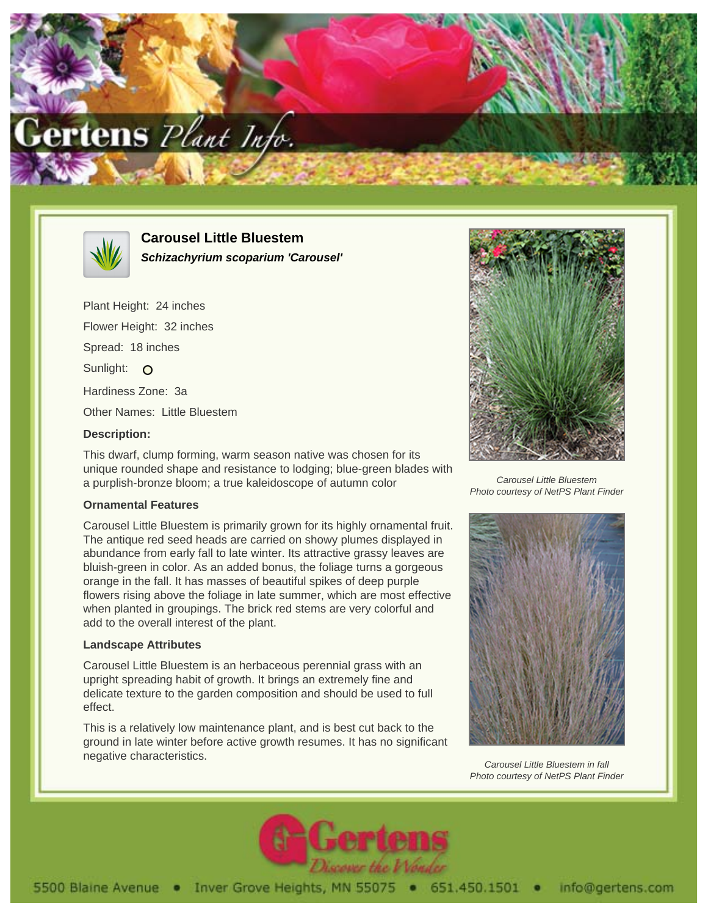# Carousel Little Bluestem

***Schizachyrium scoparium 'Carousel'***

Plant Height: 24 inches

Flower Height: 32 inches

Spread: 18 inches

Sunlight: O

Hardiness Zone: 3a

Other Names: Little Bluestem

### Description:

This dwarf, clump forming, warm season native was chosen for its unique rounded shape and resistance to lodging; blue-green blades with a purplish-bronze bloom; a true kaleidoscope of autumn color

### Ornamental Features

Carousel Little Bluestem is primarily grown for its highly ornamental fruit. The antique red seed heads are carried on showy plumes displayed in abundance from early fall to late winter. Its attractive grassy leaves are bluish-green in color. As an added bonus, the foliage turns a gorgeous orange in the fall. It has masses of beautiful spikes of deep purple flowers rising above the foliage in late summer, which are most effective when planted in groupings. The brick red stems are very colorful and add to the overall interest of the plant.

### Landscape Attributes

Carousel Little Bluestem is an herbaceous perennial grass with an upright spreading habit of growth. It brings an extremely fine and delicate texture to the garden composition and should be used to full effect.

This is a relatively low maintenance plant, and is best cut back to the ground in late winter before active growth resumes. It has no significant negative characteristics.

*Carousel Little Bluestem*
*Photo courtesy of NetPS Plant Finder*

*Carousel Little Bluestem in fall*
*Photo courtesy of NetPS Plant Finder*

Gertens Discover the Wonder

5500 Blaine Avenue • Inver Grove Heights, MN 55075 • 651.450.1501 • info@gertens.com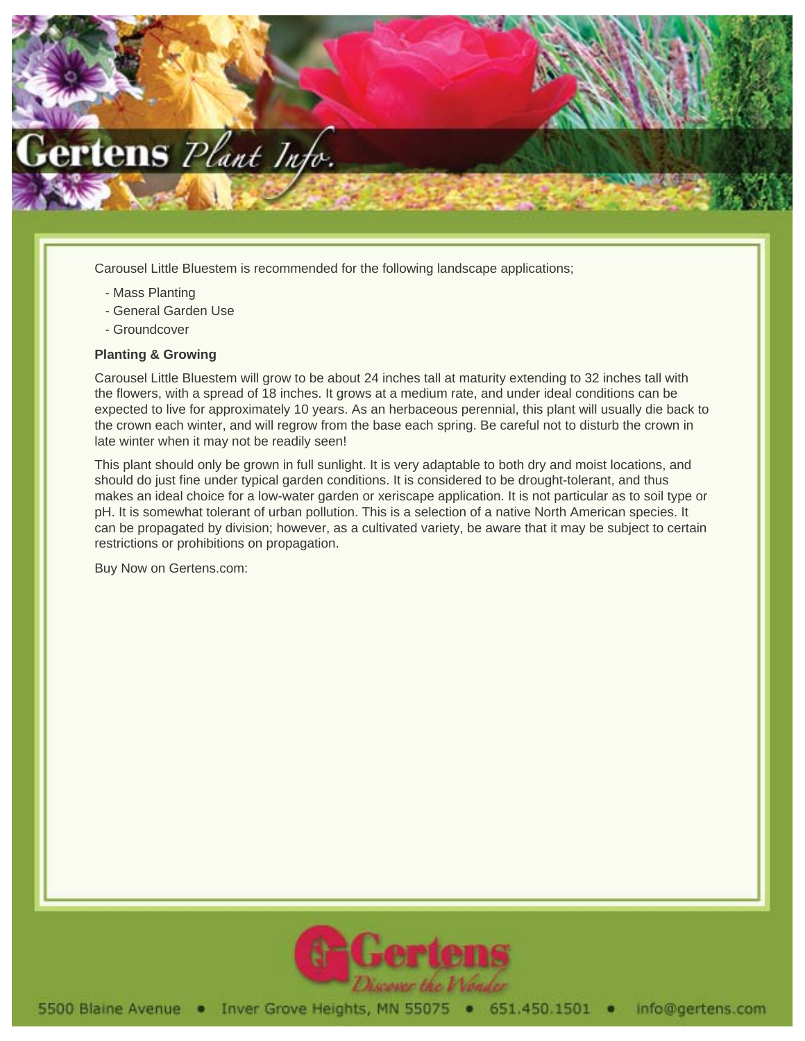Carousel Little Bluestem is recommended for the following landscape applications;

- Mass Planting
- General Garden Use
- Groundcover

**Planting & Growing**

Carousel Little Bluestem will grow to be about 24 inches tall at maturity extending to 32 inches tall with the flowers, with a spread of 18 inches. It grows at a medium rate, and under ideal conditions can be expected to live for approximately 10 years. As an herbaceous perennial, this plant will usually die back to the crown each winter, and will regrow from the base each spring. Be careful not to disturb the crown in late winter when it may not be readily seen!

This plant should only be grown in full sunlight. It is very adaptable to both dry and moist locations, and should do just fine under typical garden conditions. It is considered to be drought-tolerant, and thus makes an ideal choice for a low-water garden or xeriscape application. It is not particular as to soil type or pH. It is somewhat tolerant of urban pollution. This is a selection of a native North American species. It can be propagated by division; however, as a cultivated variety, be aware that it may be subject to certain restrictions or prohibitions on propagation.

Buy Now on Gertens.com: